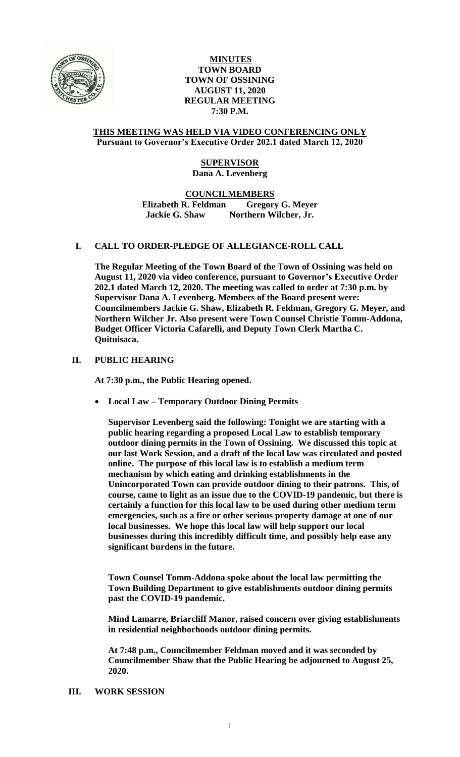# MINUTES
## TOWN BOARD
## TOWN OF OSSINING
## AUGUST 11, 2020
## REGULAR MEETING
## 7:30 P.M.

**THIS MEETING WAS HELD VIA VIDEO CONFERENCING ONLY**
**Pursuant to Governor's Executive Order 202.1 dated March 12, 2020**

**SUPERVISOR**
**Dana A. Levenberg**

**COUNCILMEMBERS**
**Elizabeth R. Feldman Gregory G. Meyer**
**Jackie G. Shaw Northern Wilcher, Jr.**

## I. CALL TO ORDER-PLEDGE OF ALLEGIANCE-ROLL CALL

**The Regular Meeting of the Town Board of the Town of Ossining was held on August 11, 2020 via video conference, pursuant to Governor's Executive Order 202.1 dated March 12, 2020. The meeting was called to order at 7:30 p.m. by Supervisor Dana A. Levenberg. Members of the Board present were: Councilmembers Jackie G. Shaw, Elizabeth R. Feldman, Gregory G. Meyer, and Northern Wilcher Jr. Also present were Town Counsel Christie Tomm-Addona, Budget Officer Victoria Cafarelli, and Deputy Town Clerk Martha C. Quituisaca.**

## II. PUBLIC HEARING

**At 7:30 p.m., the Public Hearing opened.**

- **Local Law – Temporary Outdoor Dining Permits**

**Supervisor Levenberg said the following: Tonight we are starting with a public hearing regarding a proposed Local Law to establish temporary outdoor dining permits in the Town of Ossining. We discussed this topic at our last Work Session, and a draft of the local law was circulated and posted online. The purpose of this local law is to establish a medium term mechanism by which eating and drinking establishments in the Unincorporated Town can provide outdoor dining to their patrons. This, of course, came to light as an issue due to the COVID-19 pandemic, but there is certainly a function for this local law to be used during other medium term emergencies, such as a fire or other serious property damage at one of our local businesses. We hope this local law will help support our local businesses during this incredibly difficult time, and possibly help ease any significant burdens in the future.**

**Town Counsel Tomm-Addona spoke about the local law permitting the Town Building Department to give establishments outdoor dining permits past the COVID-19 pandemic.**

**Mind Lamarre, Briarcliff Manor, raised concern over giving establishments in residential neighborhoods outdoor dining permits.**

**At 7:48 p.m., Councilmember Feldman moved and it was seconded by Councilmember Shaw that the Public Hearing be adjourned to August 25, 2020.**

## III. WORK SESSION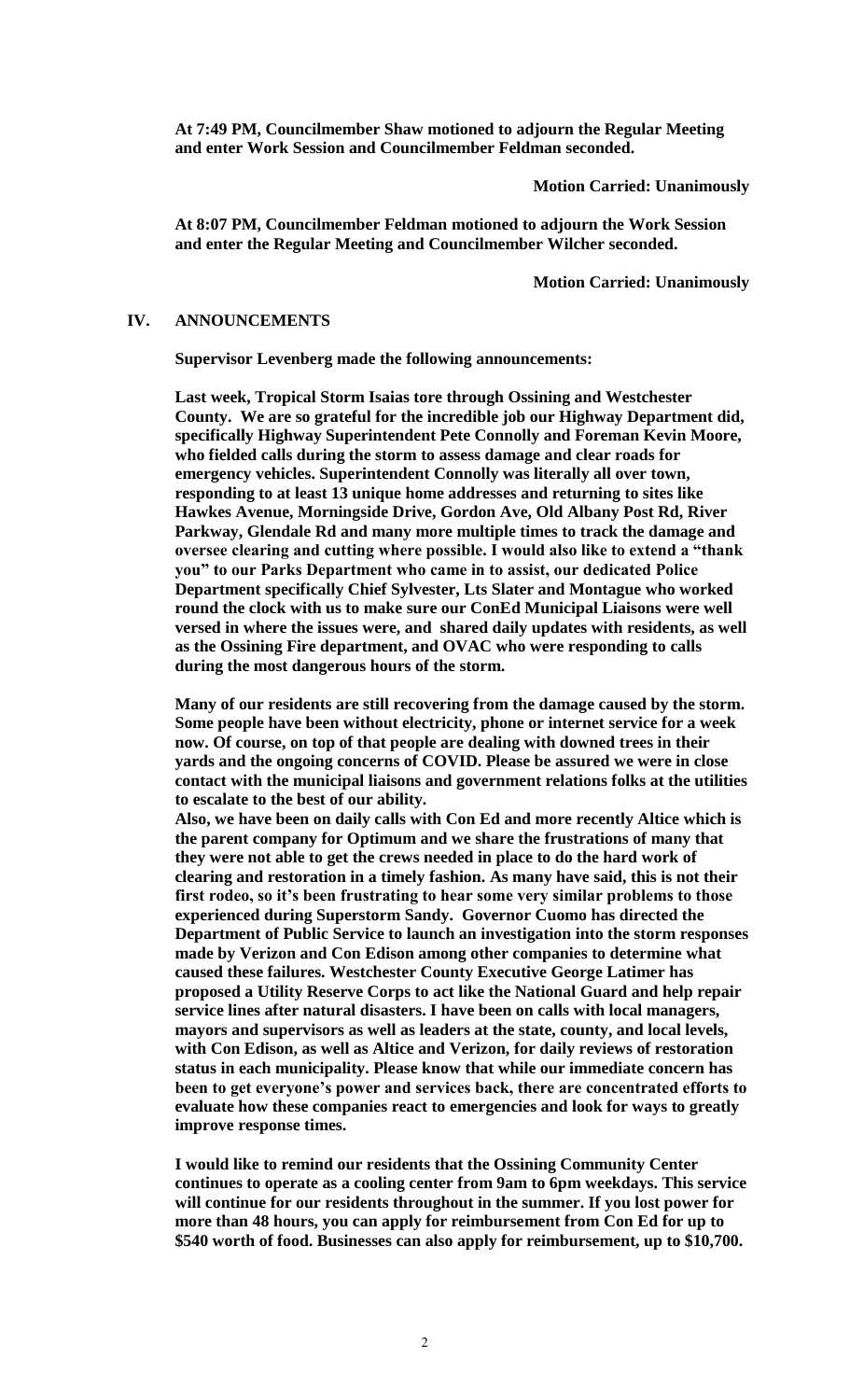**At 7:49 PM, Councilmember Shaw motioned to adjourn the Regular Meeting and enter Work Session and Councilmember Feldman seconded.**

**Motion Carried: Unanimously**

**At 8:07 PM, Councilmember Feldman motioned to adjourn the Work Session and enter the Regular Meeting and Councilmember Wilcher seconded.**

**Motion Carried: Unanimously**

## IV. ANNOUNCEMENTS

**Supervisor Levenberg made the following announcements:**

**Last week, Tropical Storm Isaias tore through Ossining and Westchester County. We are so grateful for the incredible job our Highway Department did, specifically Highway Superintendent Pete Connolly and Foreman Kevin Moore, who fielded calls during the storm to assess damage and clear roads for emergency vehicles. Superintendent Connolly was literally all over town, responding to at least 13 unique home addresses and returning to sites like Hawkes Avenue, Morningside Drive, Gordon Ave, Old Albany Post Rd, River Parkway, Glendale Rd and many more multiple times to track the damage and oversee clearing and cutting where possible. I would also like to extend a "thank you" to our Parks Department who came in to assist, our dedicated Police Department specifically Chief Sylvester, Lts Slater and Montague who worked round the clock with us to make sure our ConEd Municipal Liaisons were well versed in where the issues were, and shared daily updates with residents, as well as the Ossining Fire department, and OVAC who were responding to calls during the most dangerous hours of the storm.**

**Many of our residents are still recovering from the damage caused by the storm. Some people have been without electricity, phone or internet service for a week now. Of course, on top of that people are dealing with downed trees in their yards and the ongoing concerns of COVID. Please be assured we were in close contact with the municipal liaisons and government relations folks at the utilities to escalate to the best of our ability.**

**Also, we have been on daily calls with Con Ed and more recently Altice which is the parent company for Optimum and we share the frustrations of many that they were not able to get the crews needed in place to do the hard work of clearing and restoration in a timely fashion. As many have said, this is not their first rodeo, so it's been frustrating to hear some very similar problems to those experienced during Superstorm Sandy. Governor Cuomo has directed the Department of Public Service to launch an investigation into the storm responses made by Verizon and Con Edison among other companies to determine what caused these failures. Westchester County Executive George Latimer has proposed a Utility Reserve Corps to act like the National Guard and help repair service lines after natural disasters. I have been on calls with local managers, mayors and supervisors as well as leaders at the state, county, and local levels, with Con Edison, as well as Altice and Verizon, for daily reviews of restoration status in each municipality. Please know that while our immediate concern has been to get everyone's power and services back, there are concentrated efforts to evaluate how these companies react to emergencies and look for ways to greatly improve response times.**

**I would like to remind our residents that the Ossining Community Center continues to operate as a cooling center from 9am to 6pm weekdays. This service will continue for our residents throughout in the summer. If you lost power for more than 48 hours, you can apply for reimbursement from Con Ed for up to $540 worth of food. Businesses can also apply for reimbursement, up to $10,700.**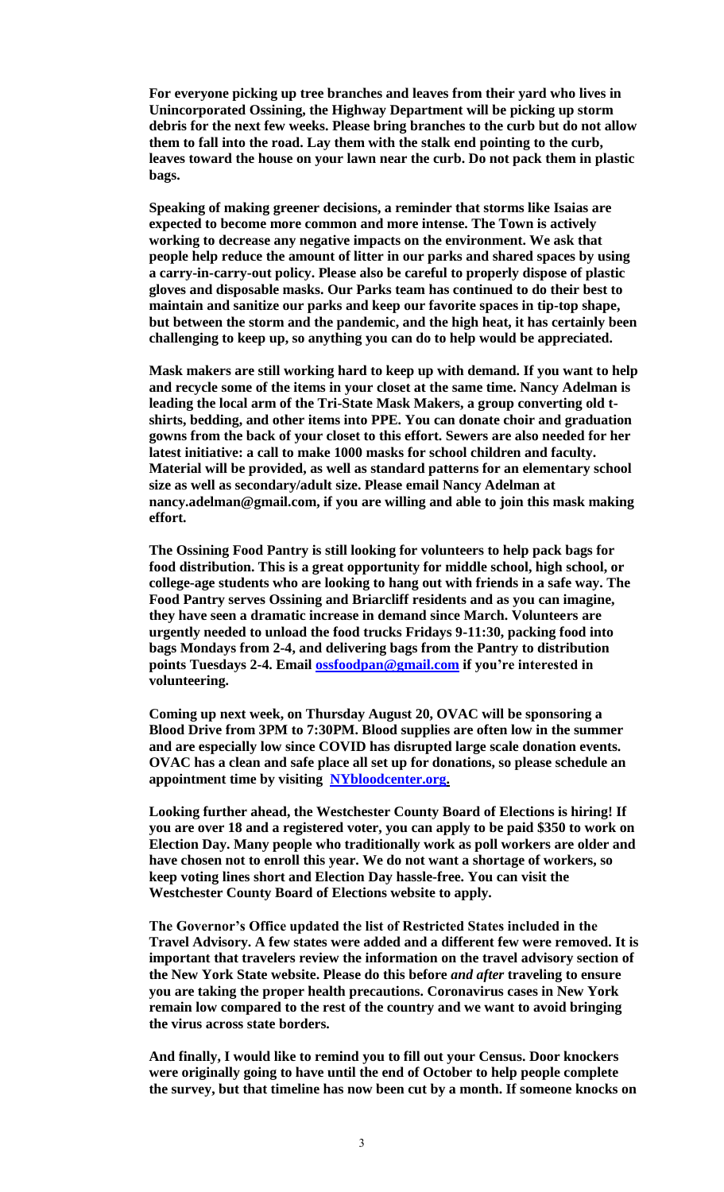**For everyone picking up tree branches and leaves from their yard who lives in Unincorporated Ossining, the Highway Department will be picking up storm debris for the next few weeks. Please bring branches to the curb but do not allow them to fall into the road. Lay them with the stalk end pointing to the curb, leaves toward the house on your lawn near the curb. Do not pack them in plastic bags.**

**Speaking of making greener decisions, a reminder that storms like Isaias are expected to become more common and more intense. The Town is actively working to decrease any negative impacts on the environment. We ask that people help reduce the amount of litter in our parks and shared spaces by using a carry-in-carry-out policy. Please also be careful to properly dispose of plastic gloves and disposable masks. Our Parks team has continued to do their best to maintain and sanitize our parks and keep our favorite spaces in tip-top shape, but between the storm and the pandemic, and the high heat, it has certainly been challenging to keep up, so anything you can do to help would be appreciated.**

**Mask makers are still working hard to keep up with demand. If you want to help and recycle some of the items in your closet at the same time. Nancy Adelman is leading the local arm of the Tri-State Mask Makers, a group converting old t-shirts, bedding, and other items into PPE. You can donate choir and graduation gowns from the back of your closet to this effort. Sewers are also needed for her latest initiative: a call to make 1000 masks for school children and faculty. Material will be provided, as well as standard patterns for an elementary school size as well as secondary/adult size. Please email Nancy Adelman at nancy.adelman@gmail.com, if you are willing and able to join this mask making effort.**

**The Ossining Food Pantry is still looking for volunteers to help pack bags for food distribution. This is a great opportunity for middle school, high school, or college-age students who are looking to hang out with friends in a safe way. The Food Pantry serves Ossining and Briarcliff residents and as you can imagine, they have seen a dramatic increase in demand since March. Volunteers are urgently needed to unload the food trucks Fridays 9-11:30, packing food into bags Mondays from 2-4, and delivering bags from the Pantry to distribution points Tuesdays 2-4. Email [ossfoodpan@gmail.com](mailto:ossfoodpan@gmail.com) if you're interested in volunteering.**

**Coming up next week, on Thursday August 20, OVAC will be sponsoring a Blood Drive from 3PM to 7:30PM. Blood supplies are often low in the summer and are especially low since COVID has disrupted large scale donation events. OVAC has a clean and safe place all set up for donations, so please schedule an appointment time by visiting [NYbloodcenter.org.](http://NYbloodcenter.org)**

**Looking further ahead, the Westchester County Board of Elections is hiring! If you are over 18 and a registered voter, you can apply to be paid $350 to work on Election Day. Many people who traditionally work as poll workers are older and have chosen not to enroll this year. We do not want a shortage of workers, so keep voting lines short and Election Day hassle-free. You can visit the Westchester County Board of Elections website to apply.**

**The Governor's Office updated the list of Restricted States included in the Travel Advisory. A few states were added and a different few were removed. It is important that travelers review the information on the travel advisory section of the New York State website. Please do this before *and after* traveling to ensure you are taking the proper health precautions. Coronavirus cases in New York remain low compared to the rest of the country and we want to avoid bringing the virus across state borders.**

**And finally, I would like to remind you to fill out your Census. Door knockers were originally going to have until the end of October to help people complete the survey, but that timeline has now been cut by a month. If someone knocks on**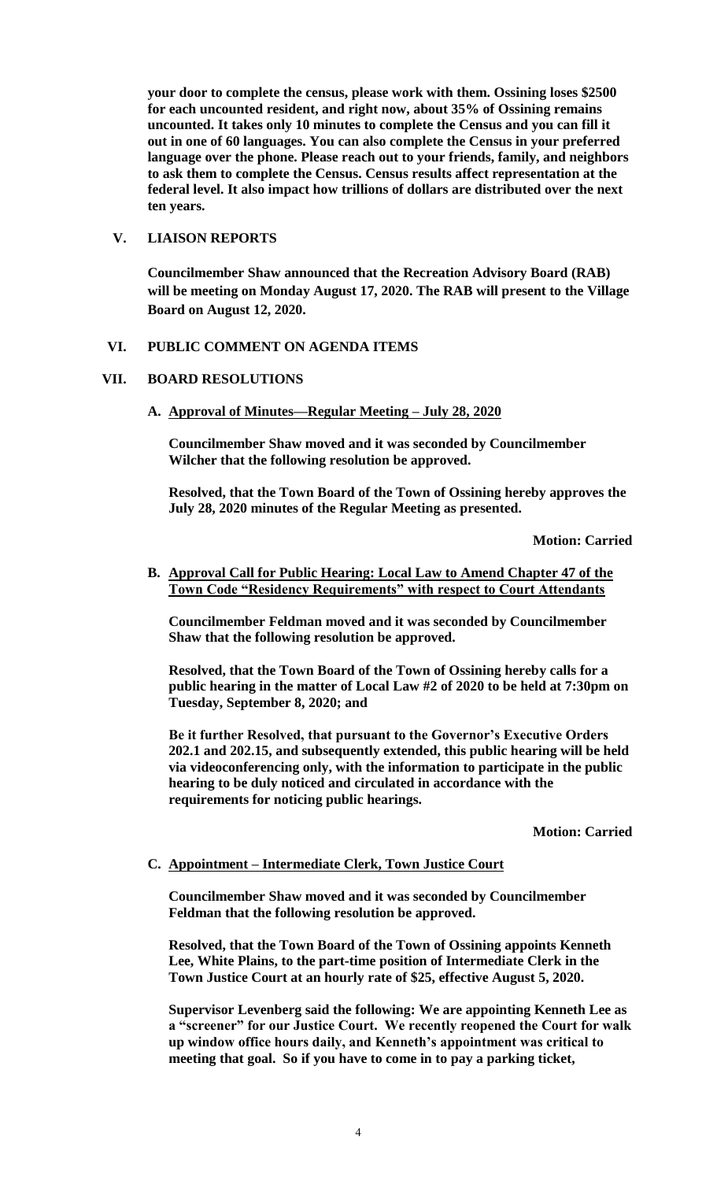**your door to complete the census, please work with them. Ossining loses $2500 for each uncounted resident, and right now, about 35% of Ossining remains uncounted. It takes only 10 minutes to complete the Census and you can fill it out in one of 60 languages. You can also complete the Census in your preferred language over the phone. Please reach out to your friends, family, and neighbors to ask them to complete the Census. Census results affect representation at the federal level. It also impact how trillions of dollars are distributed over the next ten years.**

## V. LIAISON REPORTS

**Councilmember Shaw announced that the Recreation Advisory Board (RAB) will be meeting on Monday August 17, 2020. The RAB will present to the Village Board on August 12, 2020.**

## VI. PUBLIC COMMENT ON AGENDA ITEMS

## VII. BOARD RESOLUTIONS

### A. Approval of Minutes—Regular Meeting – July 28, 2020

**Councilmember Shaw moved and it was seconded by Councilmember Wilcher that the following resolution be approved.**

**Resolved, that the Town Board of the Town of Ossining hereby approves the July 28, 2020 minutes of the Regular Meeting as presented.**

**Motion: Carried**

### B. Approval Call for Public Hearing: Local Law to Amend Chapter 47 of the Town Code "Residency Requirements" with respect to Court Attendants

**Councilmember Feldman moved and it was seconded by Councilmember Shaw that the following resolution be approved.**

**Resolved, that the Town Board of the Town of Ossining hereby calls for a public hearing in the matter of Local Law #2 of 2020 to be held at 7:30pm on Tuesday, September 8, 2020; and**

**Be it further Resolved, that pursuant to the Governor's Executive Orders 202.1 and 202.15, and subsequently extended, this public hearing will be held via videoconferencing only, with the information to participate in the public hearing to be duly noticed and circulated in accordance with the requirements for noticing public hearings.**

**Motion: Carried**

### C. Appointment – Intermediate Clerk, Town Justice Court

**Councilmember Shaw moved and it was seconded by Councilmember Feldman that the following resolution be approved.**

**Resolved, that the Town Board of the Town of Ossining appoints Kenneth Lee, White Plains, to the part-time position of Intermediate Clerk in the Town Justice Court at an hourly rate of $25, effective August 5, 2020.**

**Supervisor Levenberg said the following: We are appointing Kenneth Lee as a "screener" for our Justice Court. We recently reopened the Court for walk up window office hours daily, and Kenneth's appointment was critical to meeting that goal. So if you have to come in to pay a parking ticket,**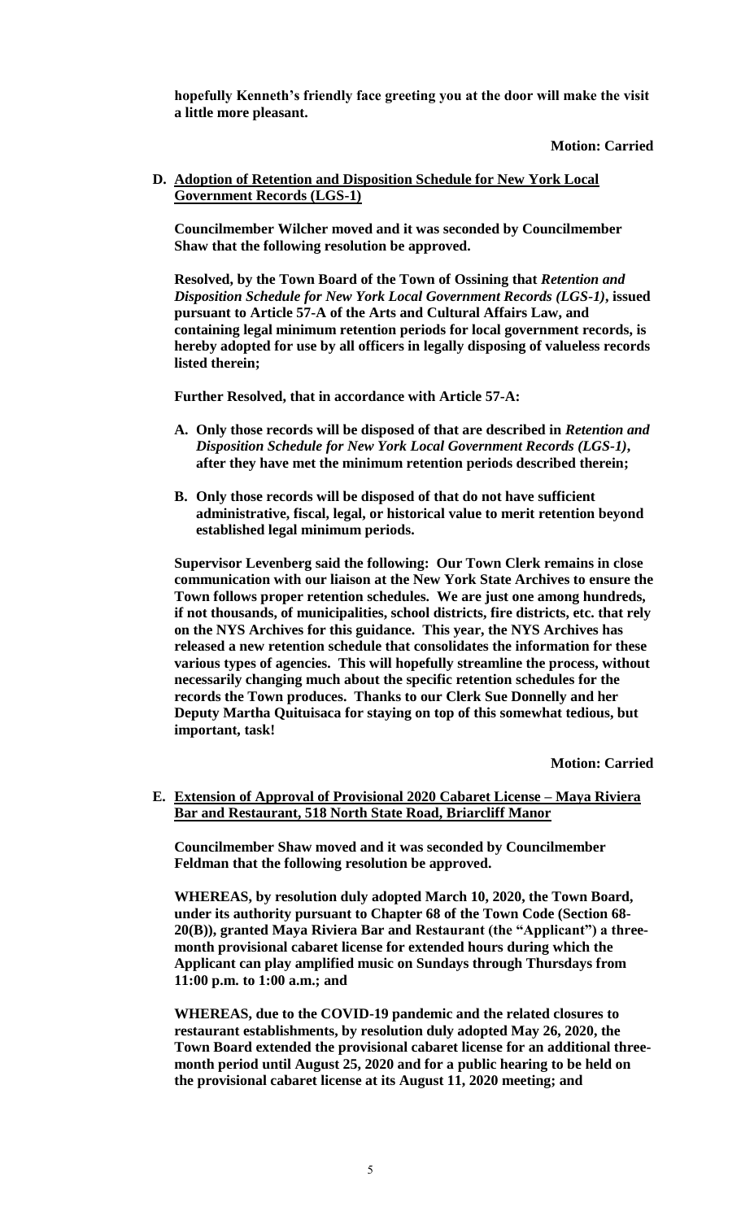**hopefully Kenneth's friendly face greeting you at the door will make the visit a little more pleasant.**

**Motion: Carried**

**D. Adoption of Retention and Disposition Schedule for New York Local Government Records (LGS-1)**

**Councilmember Wilcher moved and it was seconded by Councilmember Shaw that the following resolution be approved.**

**Resolved, by the Town Board of the Town of Ossining that *Retention and Disposition Schedule for New York Local Government Records (LGS-1)*, issued pursuant to Article 57-A of the Arts and Cultural Affairs Law, and containing legal minimum retention periods for local government records, is hereby adopted for use by all officers in legally disposing of valueless records listed therein;**

**Further Resolved, that in accordance with Article 57-A:**

**A. Only those records will be disposed of that are described in *Retention and Disposition Schedule for New York Local Government Records (LGS-1)*, after they have met the minimum retention periods described therein;**

**B. Only those records will be disposed of that do not have sufficient administrative, fiscal, legal, or historical value to merit retention beyond established legal minimum periods.**

**Supervisor Levenberg said the following: Our Town Clerk remains in close communication with our liaison at the New York State Archives to ensure the Town follows proper retention schedules. We are just one among hundreds, if not thousands, of municipalities, school districts, fire districts, etc. that rely on the NYS Archives for this guidance. This year, the NYS Archives has released a new retention schedule that consolidates the information for these various types of agencies. This will hopefully streamline the process, without necessarily changing much about the specific retention schedules for the records the Town produces. Thanks to our Clerk Sue Donnelly and her Deputy Martha Quituisaca for staying on top of this somewhat tedious, but important, task!**

**Motion: Carried**

**E. Extension of Approval of Provisional 2020 Cabaret License – Maya Riviera Bar and Restaurant, 518 North State Road, Briarcliff Manor**

**Councilmember Shaw moved and it was seconded by Councilmember Feldman that the following resolution be approved.**

**WHEREAS, by resolution duly adopted March 10, 2020, the Town Board, under its authority pursuant to Chapter 68 of the Town Code (Section 68-20(B)), granted Maya Riviera Bar and Restaurant (the "Applicant") a three-month provisional cabaret license for extended hours during which the Applicant can play amplified music on Sundays through Thursdays from 11:00 p.m. to 1:00 a.m.; and**

**WHEREAS, due to the COVID-19 pandemic and the related closures to restaurant establishments, by resolution duly adopted May 26, 2020, the Town Board extended the provisional cabaret license for an additional three-month period until August 25, 2020 and for a public hearing to be held on the provisional cabaret license at its August 11, 2020 meeting; and**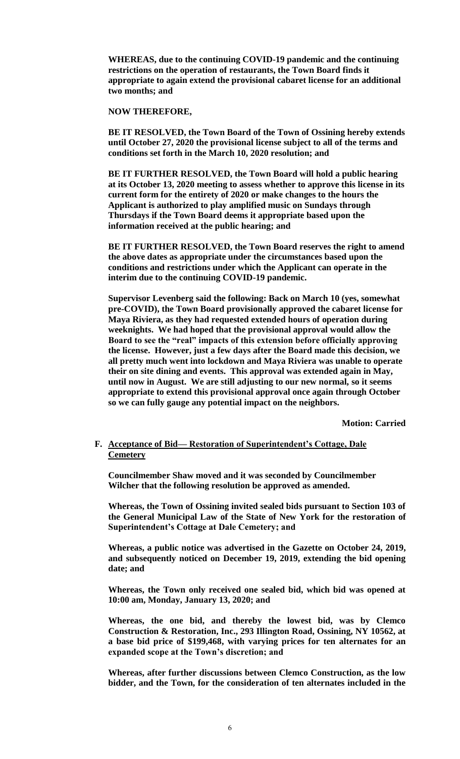**WHEREAS, due to the continuing COVID-19 pandemic and the continuing restrictions on the operation of restaurants, the Town Board finds it appropriate to again extend the provisional cabaret license for an additional two months; and**

**NOW THEREFORE,**

**BE IT RESOLVED, the Town Board of the Town of Ossining hereby extends until October 27, 2020 the provisional license subject to all of the terms and conditions set forth in the March 10, 2020 resolution; and**

**BE IT FURTHER RESOLVED, the Town Board will hold a public hearing at its October 13, 2020 meeting to assess whether to approve this license in its current form for the entirety of 2020 or make changes to the hours the Applicant is authorized to play amplified music on Sundays through Thursdays if the Town Board deems it appropriate based upon the information received at the public hearing; and**

**BE IT FURTHER RESOLVED, the Town Board reserves the right to amend the above dates as appropriate under the circumstances based upon the conditions and restrictions under which the Applicant can operate in the interim due to the continuing COVID-19 pandemic.**

**Supervisor Levenberg said the following: Back on March 10 (yes, somewhat pre-COVID), the Town Board provisionally approved the cabaret license for Maya Riviera, as they had requested extended hours of operation during weeknights. We had hoped that the provisional approval would allow the Board to see the "real" impacts of this extension before officially approving the license. However, just a few days after the Board made this decision, we all pretty much went into lockdown and Maya Riviera was unable to operate their on site dining and events. This approval was extended again in May, until now in August. We are still adjusting to our new normal, so it seems appropriate to extend this provisional approval once again through October so we can fully gauge any potential impact on the neighbors.**

**Motion: Carried**

**F. <u>Acceptance of Bid— Restoration of Superintendent's Cottage, Dale Cemetery</u>**

**Councilmember Shaw moved and it was seconded by Councilmember Wilcher that the following resolution be approved as amended.**

**Whereas, the Town of Ossining invited sealed bids pursuant to Section 103 of the General Municipal Law of the State of New York for the restoration of Superintendent's Cottage at Dale Cemetery; and**

**Whereas, a public notice was advertised in the Gazette on October 24, 2019, and subsequently noticed on December 19, 2019, extending the bid opening date; and**

**Whereas, the Town only received one sealed bid, which bid was opened at 10:00 am, Monday, January 13, 2020; and**

**Whereas, the one bid, and thereby the lowest bid, was by Clemco Construction & Restoration, Inc., 293 Illington Road, Ossining, NY 10562, at a base bid price of $199,468, with varying prices for ten alternates for an expanded scope at the Town's discretion; and**

**Whereas, after further discussions between Clemco Construction, as the low bidder, and the Town, for the consideration of ten alternates included in the**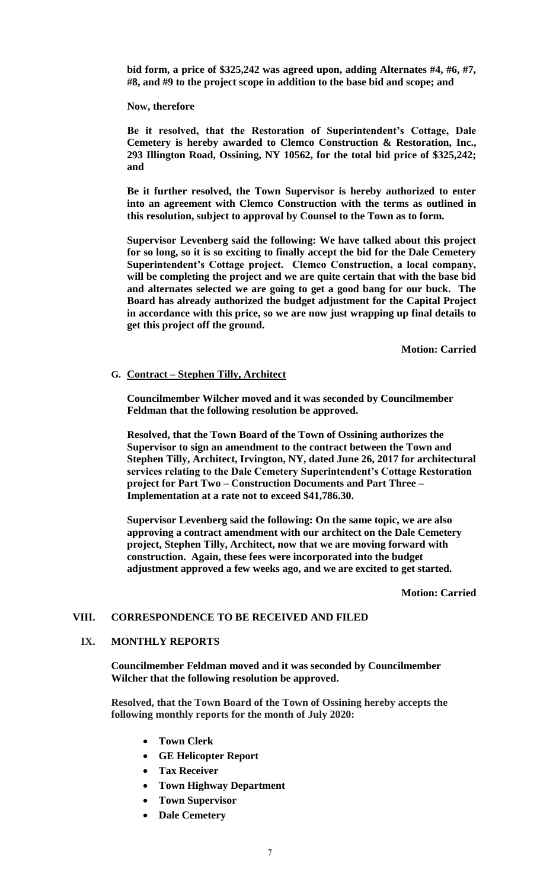**bid form, a price of $325,242 was agreed upon, adding Alternates #4, #6, #7, #8, and #9 to the project scope in addition to the base bid and scope; and**

**Now, therefore**

**Be it resolved, that the Restoration of Superintendent's Cottage, Dale Cemetery is hereby awarded to Clemco Construction & Restoration, Inc., 293 Illington Road, Ossining, NY 10562, for the total bid price of $325,242; and**

**Be it further resolved, the Town Supervisor is hereby authorized to enter into an agreement with Clemco Construction with the terms as outlined in this resolution, subject to approval by Counsel to the Town as to form.**

**Supervisor Levenberg said the following: We have talked about this project for so long, so it is so exciting to finally accept the bid for the Dale Cemetery Superintendent's Cottage project. Clemco Construction, a local company, will be completing the project and we are quite certain that with the base bid and alternates selected we are going to get a good bang for our buck. The Board has already authorized the budget adjustment for the Capital Project in accordance with this price, so we are now just wrapping up final details to get this project off the ground.**

**Motion: Carried**

**G. Contract – Stephen Tilly, Architect**

**Councilmember Wilcher moved and it was seconded by Councilmember Feldman that the following resolution be approved.**

**Resolved, that the Town Board of the Town of Ossining authorizes the Supervisor to sign an amendment to the contract between the Town and Stephen Tilly, Architect, Irvington, NY, dated June 26, 2017 for architectural services relating to the Dale Cemetery Superintendent's Cottage Restoration project for Part Two – Construction Documents and Part Three – Implementation at a rate not to exceed $41,786.30.**

**Supervisor Levenberg said the following: On the same topic, we are also approving a contract amendment with our architect on the Dale Cemetery project, Stephen Tilly, Architect, now that we are moving forward with construction. Again, these fees were incorporated into the budget adjustment approved a few weeks ago, and we are excited to get started.**

**Motion: Carried**

## VIII. CORRESPONDENCE TO BE RECEIVED AND FILED

## IX. MONTHLY REPORTS

**Councilmember Feldman moved and it was seconded by Councilmember Wilcher that the following resolution be approved.**

**Resolved, that the Town Board of the Town of Ossining hereby accepts the following monthly reports for the month of July 2020:**

- **Town Clerk**
- **GE Helicopter Report**
- **Tax Receiver**
- **Town Highway Department**
- **Town Supervisor**
- **Dale Cemetery**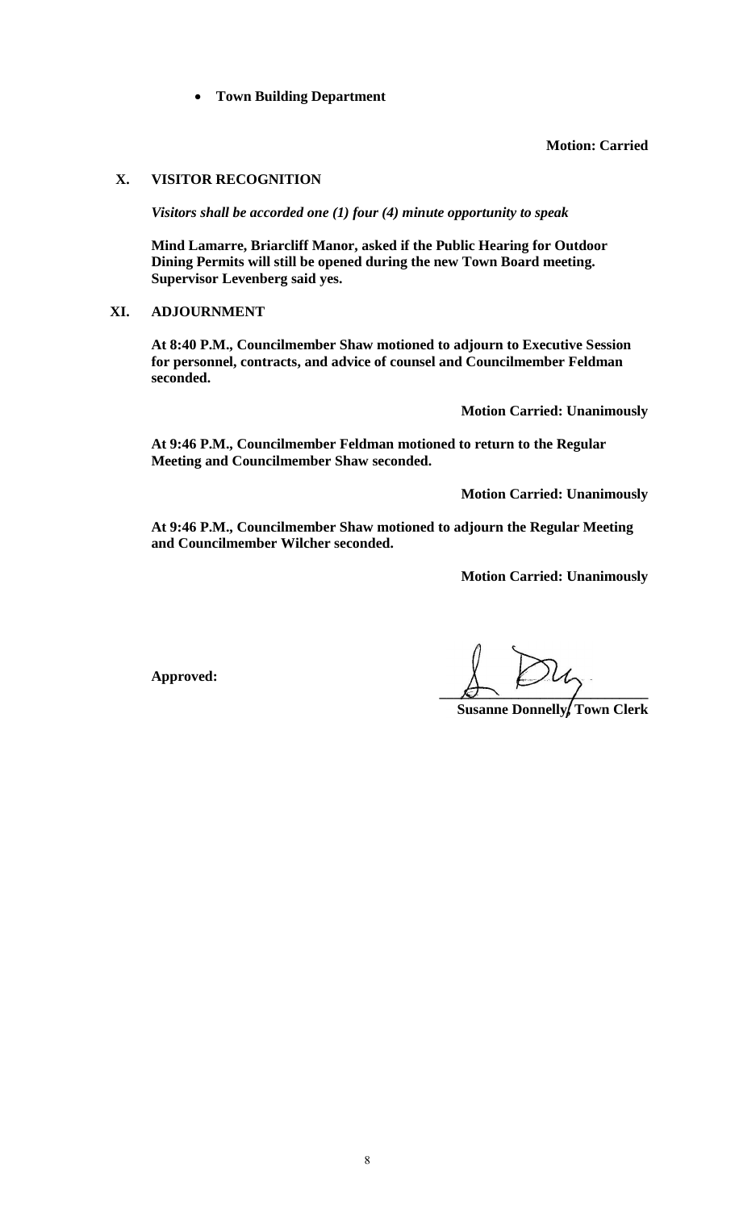- **Town Building Department**

**Motion: Carried**

## X. VISITOR RECOGNITION

***Visitors shall be accorded one (1) four (4) minute opportunity to speak***

**Mind Lamarre, Briarcliff Manor, asked if the Public Hearing for Outdoor Dining Permits will still be opened during the new Town Board meeting. Supervisor Levenberg said yes.**

## XI. ADJOURNMENT

**At 8:40 P.M., Councilmember Shaw motioned to adjourn to Executive Session for personnel, contracts, and advice of counsel and Councilmember Feldman seconded.**

**Motion Carried: Unanimously**

**At 9:46 P.M., Councilmember Feldman motioned to return to the Regular Meeting and Councilmember Shaw seconded.**

**Motion Carried: Unanimously**

**At 9:46 P.M., Councilmember Shaw motioned to adjourn the Regular Meeting and Councilmember Wilcher seconded.**

**Motion Carried: Unanimously**

**Approved:**

**Susanne Donnelly, Town Clerk**